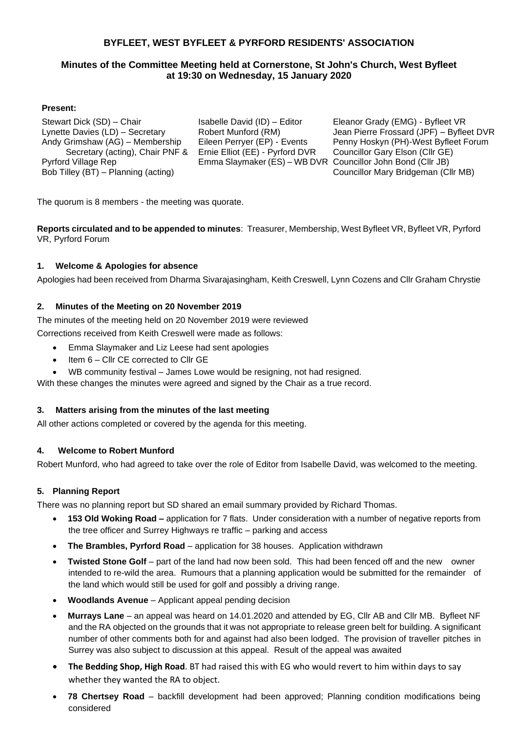# BYFLEET, WEST BYFLEET & PYRFORD RESIDENTS' ASSOCIATION

## Minutes of the Committee Meeting held at Cornerstone, St John's Church, West Byfleet at 19:30 on Wednesday, 15 January 2020

**Present:**

Stewart Dick (SD) – Chair
Lynette Davies (LD) – Secretary
Andy Grimshaw (AG) – Membership Secretary (acting), Chair PNF & Pyrford Village Rep
Bob Tilley (BT) – Planning (acting)
Isabelle David (ID) – Editor
Robert Munford (RM)
Eileen Perryer (EP) - Events
Ernie Elliot (EE) - Pyrford DVR
Emma Slaymaker (ES) – WB DVR
Eleanor Grady (EMG) - Byfleet VR
Jean Pierre Frossard (JPF) – Byfleet DVR
Penny Hoskyn (PH)-West Byfleet Forum
Councillor Gary Elson (Cllr GE)
Councillor John Bond (Cllr JB)
Councillor Mary Bridgeman (Cllr MB)

The quorum is 8 members - the meeting was quorate.

**Reports circulated and to be appended to minutes**: Treasurer, Membership, West Byfleet VR, Byfleet VR, Pyrford VR, Pyrford Forum

### 1. Welcome & Apologies for absence

Apologies had been received from Dharma Sivarajasingham, Keith Creswell, Lynn Cozens and Cllr Graham Chrystie

### 2. Minutes of the Meeting on 20 November 2019

The minutes of the meeting held on 20 November 2019 were reviewed

Corrections received from Keith Creswell were made as follows:

- Emma Slaymaker and Liz Leese had sent apologies
- Item 6 – Cllr CE corrected to Cllr GE
- WB community festival – James Lowe would be resigning, not had resigned.

With these changes the minutes were agreed and signed by the Chair as a true record.

### 3. Matters arising from the minutes of the last meeting

All other actions completed or covered by the agenda for this meeting.

### 4. Welcome to Robert Munford

Robert Munford, who had agreed to take over the role of Editor from Isabelle David, was welcomed to the meeting.

### 5. Planning Report

There was no planning report but SD shared an email summary provided by Richard Thomas.

- **153 Old Woking Road –** application for 7 flats. Under consideration with a number of negative reports from the tree officer and Surrey Highways re traffic – parking and access
- **The Brambles, Pyrford Road** – application for 38 houses. Application withdrawn
- **Twisted Stone Golf** – part of the land had now been sold. This had been fenced off and the new owner intended to re-wild the area. Rumours that a planning application would be submitted for the remainder of the land which would still be used for golf and possibly a driving range.
- **Woodlands Avenue** – Applicant appeal pending decision
- **Murrays Lane** – an appeal was heard on 14.01.2020 and attended by EG, Cllr AB and Cllr MB. Byfleet NF and the RA objected on the grounds that it was not appropriate to release green belt for building. A significant number of other comments both for and against had also been lodged. The provision of traveller pitches in Surrey was also subject to discussion at this appeal. Result of the appeal was awaited
- **The Bedding Shop, High Road**. BT had raised this with EG who would revert to him within days to say whether they wanted the RA to object.
- **78 Chertsey Road** – backfill development had been approved; Planning condition modifications being considered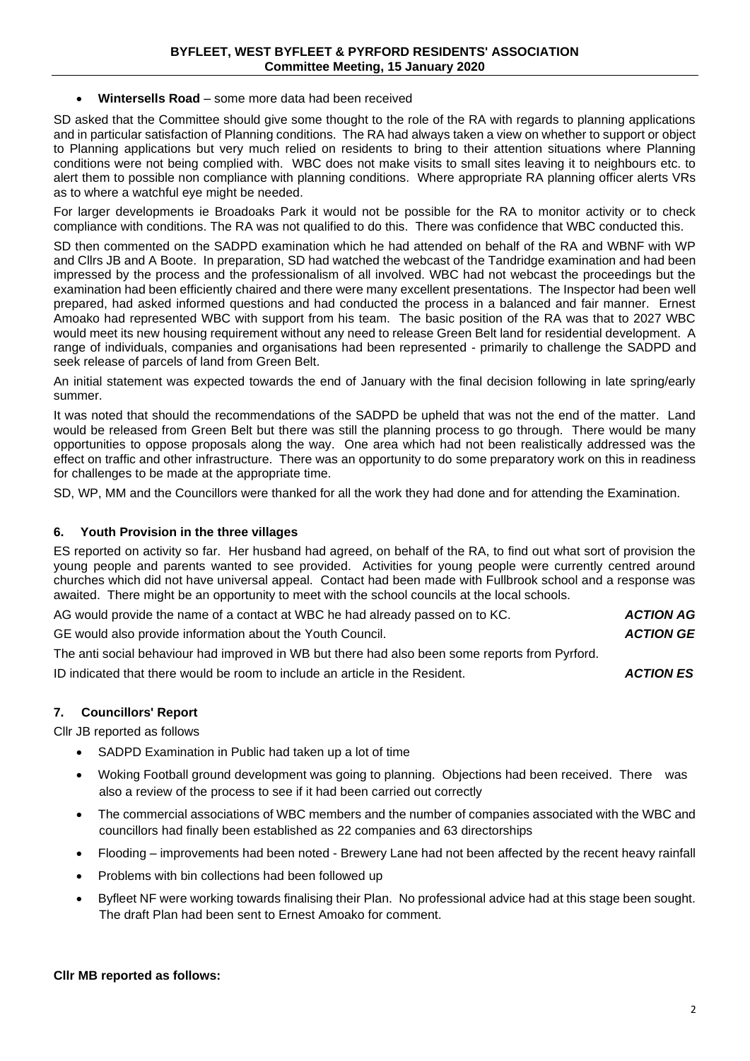- **Wintersells Road** – some more data had been received

SD asked that the Committee should give some thought to the role of the RA with regards to planning applications and in particular satisfaction of Planning conditions. The RA had always taken a view on whether to support or object to Planning applications but very much relied on residents to bring to their attention situations where Planning conditions were not being complied with. WBC does not make visits to small sites leaving it to neighbours etc. to alert them to possible non compliance with planning conditions. Where appropriate RA planning officer alerts VRs as to where a watchful eye might be needed.

For larger developments ie Broadoaks Park it would not be possible for the RA to monitor activity or to check compliance with conditions. The RA was not qualified to do this. There was confidence that WBC conducted this.

SD then commented on the SADPD examination which he had attended on behalf of the RA and WBNF with WP and Cllrs JB and A Boote. In preparation, SD had watched the webcast of the Tandridge examination and had been impressed by the process and the professionalism of all involved. WBC had not webcast the proceedings but the examination had been efficiently chaired and there were many excellent presentations. The Inspector had been well prepared, had asked informed questions and had conducted the process in a balanced and fair manner. Ernest Amoako had represented WBC with support from his team. The basic position of the RA was that to 2027 WBC would meet its new housing requirement without any need to release Green Belt land for residential development. A range of individuals, companies and organisations had been represented - primarily to challenge the SADPD and seek release of parcels of land from Green Belt.

An initial statement was expected towards the end of January with the final decision following in late spring/early summer.

It was noted that should the recommendations of the SADPD be upheld that was not the end of the matter. Land would be released from Green Belt but there was still the planning process to go through. There would be many opportunities to oppose proposals along the way. One area which had not been realistically addressed was the effect on traffic and other infrastructure. There was an opportunity to do some preparatory work on this in readiness for challenges to be made at the appropriate time.

SD, WP, MM and the Councillors were thanked for all the work they had done and for attending the Examination.

## 6. Youth Provision in the three villages

ES reported on activity so far. Her husband had agreed, on behalf of the RA, to find out what sort of provision the young people and parents wanted to see provided. Activities for young people were currently centred around churches which did not have universal appeal. Contact had been made with Fullbrook school and a response was awaited. There might be an opportunity to meet with the school councils at the local schools.

AG would provide the name of a contact at WBC he had already passed on to KC. ***ACTION AG***

GE would also provide information about the Youth Council. ***ACTION GE***

The anti social behaviour had improved in WB but there had also been some reports from Pyrford.

ID indicated that there would be room to include an article in the Resident. ***ACTION ES***

## 7. Councillors' Report

Cllr JB reported as follows

- SADPD Examination in Public had taken up a lot of time
- Woking Football ground development was going to planning. Objections had been received. There was also a review of the process to see if it had been carried out correctly
- The commercial associations of WBC members and the number of companies associated with the WBC and councillors had finally been established as 22 companies and 63 directorships
- Flooding – improvements had been noted - Brewery Lane had not been affected by the recent heavy rainfall
- Problems with bin collections had been followed up
- Byfleet NF were working towards finalising their Plan. No professional advice had at this stage been sought. The draft Plan had been sent to Ernest Amoako for comment.

**Cllr MB reported as follows:**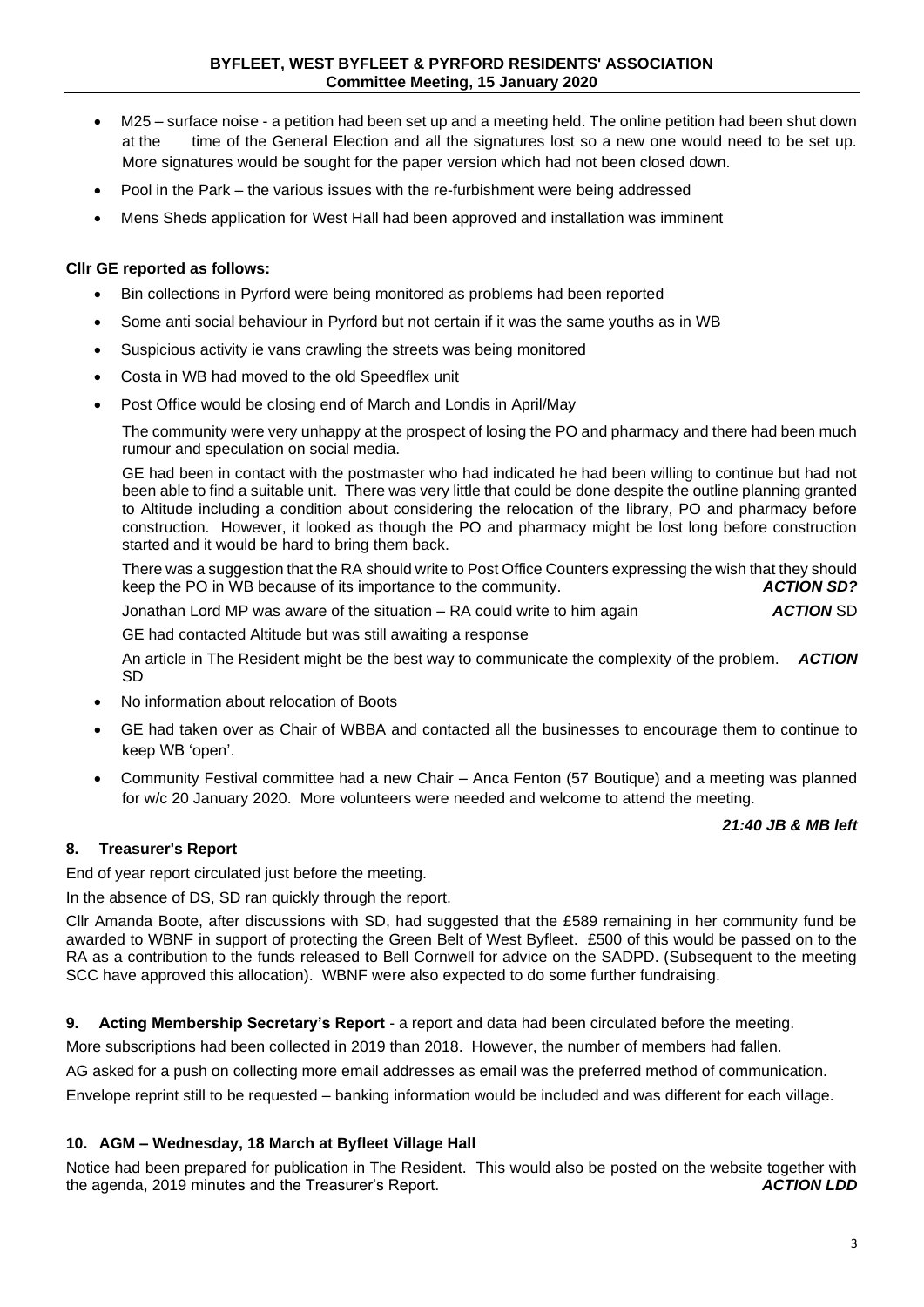- M25 – surface noise - a petition had been set up and a meeting held. The online petition had been shut down at the time of the General Election and all the signatures lost so a new one would need to be set up. More signatures would be sought for the paper version which had not been closed down.
- Pool in the Park – the various issues with the re-furbishment were being addressed
- Mens Sheds application for West Hall had been approved and installation was imminent

**Cllr GE reported as follows:**

- Bin collections in Pyrford were being monitored as problems had been reported
- Some anti social behaviour in Pyrford but not certain if it was the same youths as in WB
- Suspicious activity ie vans crawling the streets was being monitored
- Costa in WB had moved to the old Speedflex unit
- Post Office would be closing end of March and Londis in April/May

  The community were very unhappy at the prospect of losing the PO and pharmacy and there had been much rumour and speculation on social media.

  GE had been in contact with the postmaster who had indicated he had been willing to continue but had not been able to find a suitable unit. There was very little that could be done despite the outline planning granted to Altitude including a condition about considering the relocation of the library, PO and pharmacy before construction. However, it looked as though the PO and pharmacy might be lost long before construction started and it would be hard to bring them back.

  There was a suggestion that the RA should write to Post Office Counters expressing the wish that they should keep the PO in WB because of its importance to the community. ***ACTION SD?***

  Jonathan Lord MP was aware of the situation – RA could write to him again ***ACTION*** SD

  GE had contacted Altitude but was still awaiting a response

  An article in The Resident might be the best way to communicate the complexity of the problem. ***ACTION*** SD

- No information about relocation of Boots
- GE had taken over as Chair of WBBA and contacted all the businesses to encourage them to continue to keep WB 'open'.
- Community Festival committee had a new Chair – Anca Fenton (57 Boutique) and a meeting was planned for w/c 20 January 2020. More volunteers were needed and welcome to attend the meeting.

***21:40 JB & MB left***

## 8. Treasurer's Report

End of year report circulated just before the meeting.

In the absence of DS, SD ran quickly through the report.

Cllr Amanda Boote, after discussions with SD, had suggested that the £589 remaining in her community fund be awarded to WBNF in support of protecting the Green Belt of West Byfleet. £500 of this would be passed on to the RA as a contribution to the funds released to Bell Cornwell for advice on the SADPD. (Subsequent to the meeting SCC have approved this allocation). WBNF were also expected to do some further fundraising.

## 9. Acting Membership Secretary's Report - a report and data had been circulated before the meeting.

More subscriptions had been collected in 2019 than 2018. However, the number of members had fallen.

AG asked for a push on collecting more email addresses as email was the preferred method of communication.

Envelope reprint still to be requested – banking information would be included and was different for each village.

## 10. AGM – Wednesday, 18 March at Byfleet Village Hall

Notice had been prepared for publication in The Resident. This would also be posted on the website together with the agenda, 2019 minutes and the Treasurer's Report. ***ACTION LDD***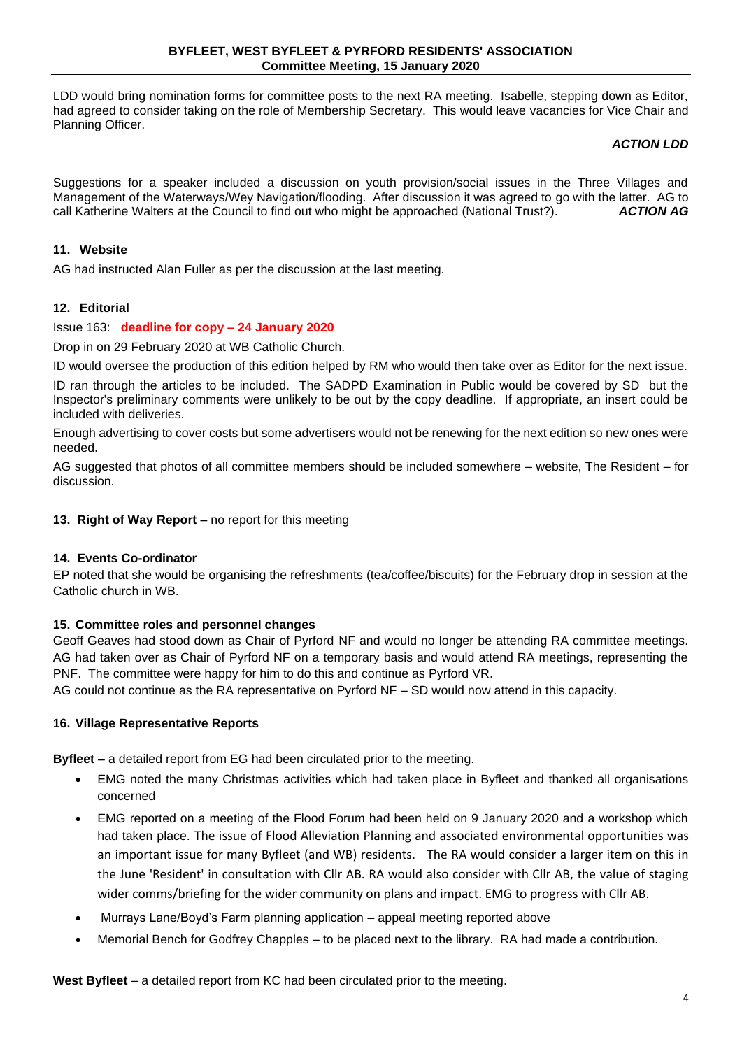LDD would bring nomination forms for committee posts to the next RA meeting. Isabelle, stepping down as Editor, had agreed to consider taking on the role of Membership Secretary. This would leave vacancies for Vice Chair and Planning Officer.

***ACTION LDD***

Suggestions for a speaker included a discussion on youth provision/social issues in the Three Villages and Management of the Waterways/Wey Navigation/flooding. After discussion it was agreed to go with the latter. AG to call Katherine Walters at the Council to find out who might be approached (National Trust?). ***ACTION AG***

**11. Website**

AG had instructed Alan Fuller as per the discussion at the last meeting.

**12. Editorial**

Issue 163: **deadline for copy – 24 January 2020**

Drop in on 29 February 2020 at WB Catholic Church.

ID would oversee the production of this edition helped by RM who would then take over as Editor for the next issue.

ID ran through the articles to be included. The SADPD Examination in Public would be covered by SD but the Inspector's preliminary comments were unlikely to be out by the copy deadline. If appropriate, an insert could be included with deliveries.

Enough advertising to cover costs but some advertisers would not be renewing for the next edition so new ones were needed.

AG suggested that photos of all committee members should be included somewhere – website, The Resident – for discussion.

**13. Right of Way Report –** no report for this meeting

**14. Events Co-ordinator**

EP noted that she would be organising the refreshments (tea/coffee/biscuits) for the February drop in session at the Catholic church in WB.

**15. Committee roles and personnel changes**

Geoff Geaves had stood down as Chair of Pyrford NF and would no longer be attending RA committee meetings. AG had taken over as Chair of Pyrford NF on a temporary basis and would attend RA meetings, representing the PNF. The committee were happy for him to do this and continue as Pyrford VR.

AG could not continue as the RA representative on Pyrford NF – SD would now attend in this capacity.

**16. Village Representative Reports**

**Byfleet –** a detailed report from EG had been circulated prior to the meeting.

- EMG noted the many Christmas activities which had taken place in Byfleet and thanked all organisations concerned
- EMG reported on a meeting of the Flood Forum had been held on 9 January 2020 and a workshop which had taken place. The issue of Flood Alleviation Planning and associated environmental opportunities was an important issue for many Byfleet (and WB) residents. The RA would consider a larger item on this in the June 'Resident' in consultation with Cllr AB. RA would also consider with Cllr AB, the value of staging wider comms/briefing for the wider community on plans and impact. EMG to progress with Cllr AB.
- Murrays Lane/Boyd's Farm planning application – appeal meeting reported above
- Memorial Bench for Godfrey Chapples – to be placed next to the library. RA had made a contribution.

**West Byfleet** – a detailed report from KC had been circulated prior to the meeting.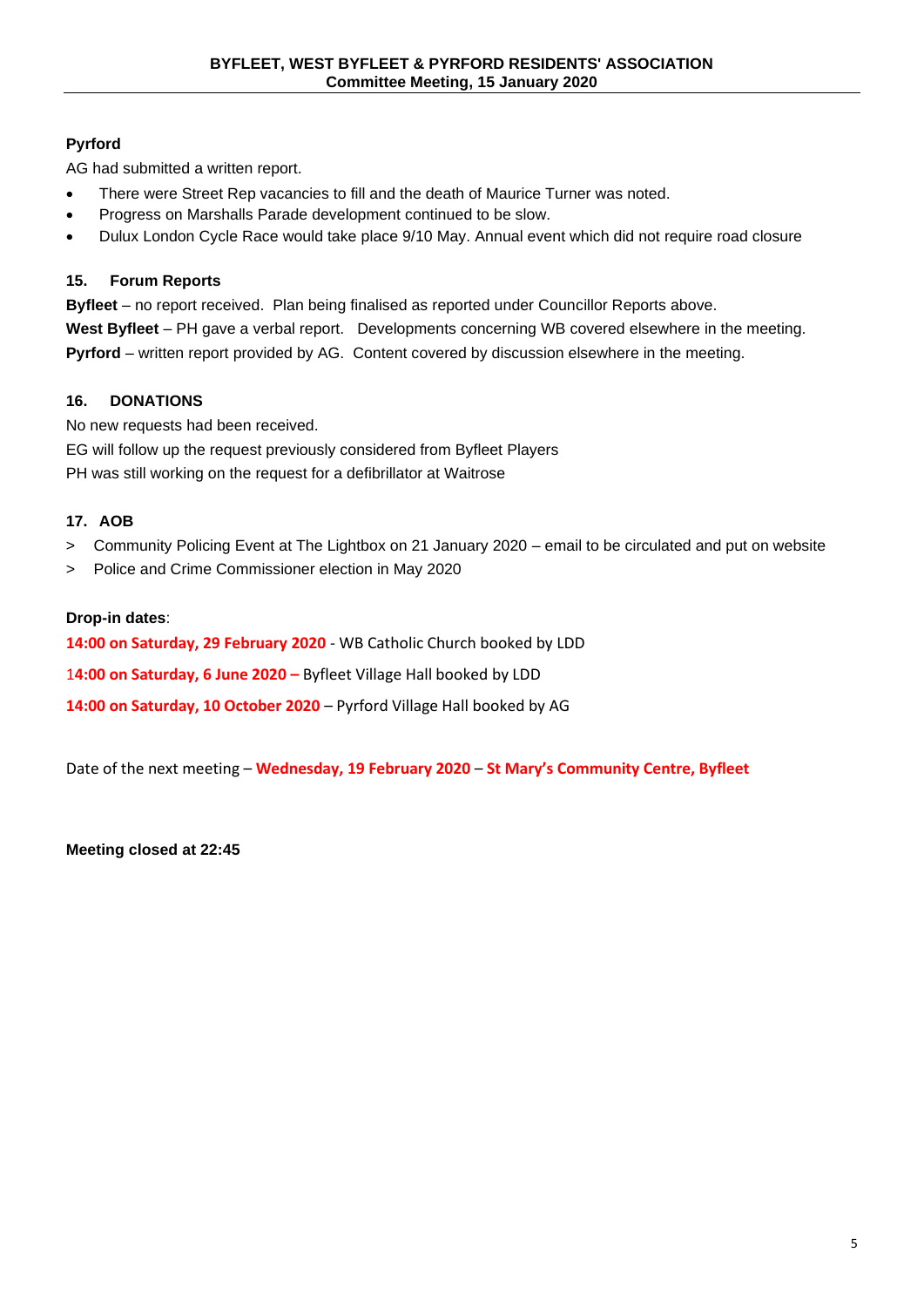**Pyrford**

AG had submitted a written report.

- There were Street Rep vacancies to fill and the death of Maurice Turner was noted.
- Progress on Marshalls Parade development continued to be slow.
- Dulux London Cycle Race would take place 9/10 May. Annual event which did not require road closure

### 15. Forum Reports

**Byfleet** – no report received. Plan being finalised as reported under Councillor Reports above.

**West Byfleet** – PH gave a verbal report. Developments concerning WB covered elsewhere in the meeting.

**Pyrford** – written report provided by AG. Content covered by discussion elsewhere in the meeting.

### 16. DONATIONS

No new requests had been received.

EG will follow up the request previously considered from Byfleet Players

PH was still working on the request for a defibrillator at Waitrose

### 17. AOB

> Community Policing Event at The Lightbox on 21 January 2020 – email to be circulated and put on website

> Police and Crime Commissioner election in May 2020

**Drop-in dates**:

**14:00 on Saturday, 29 February 2020** - WB Catholic Church booked by LDD

**14:00 on Saturday, 6 June 2020 –** Byfleet Village Hall booked by LDD

**14:00 on Saturday, 10 October 2020** – Pyrford Village Hall booked by AG

Date of the next meeting – **Wednesday, 19 February 2020** – **St Mary's Community Centre, Byfleet**

**Meeting closed at 22:45**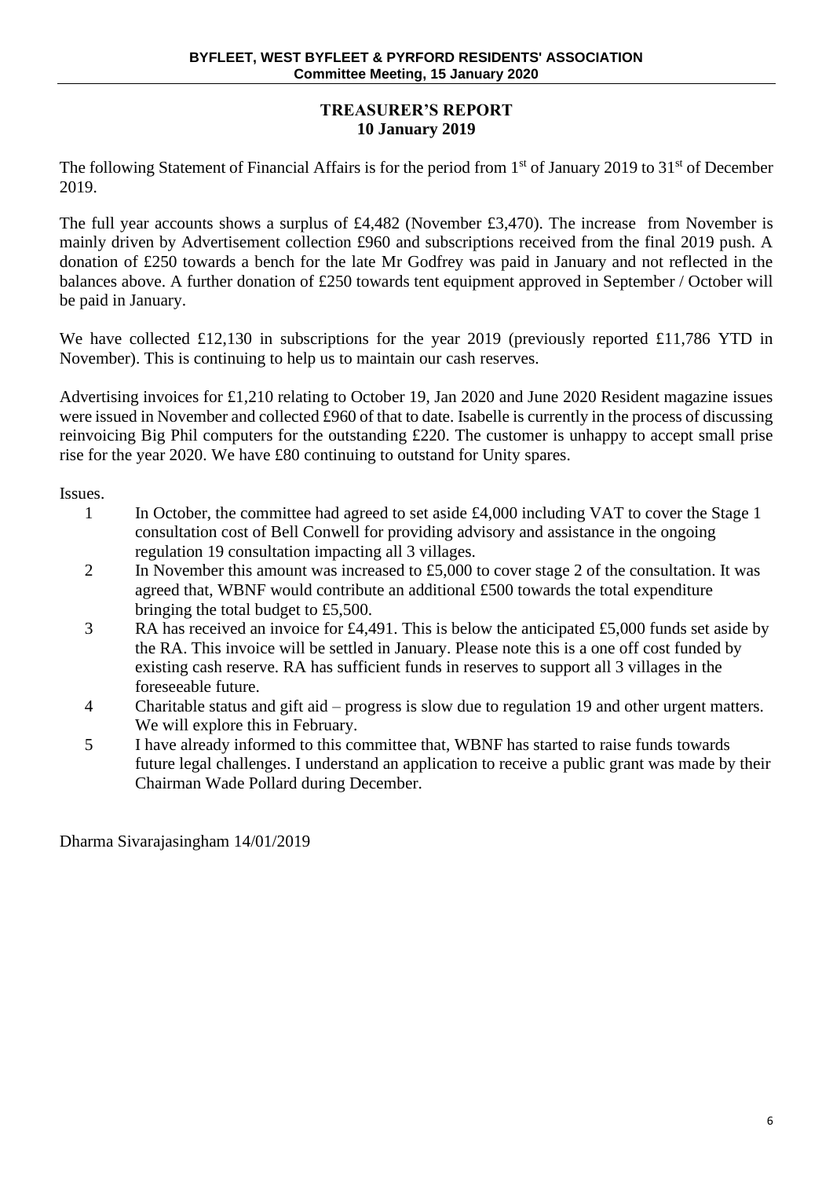## TREASURER'S REPORT
## 10 January 2019

The following Statement of Financial Affairs is for the period from 1st of January 2019 to 31st of December 2019.

The full year accounts shows a surplus of £4,482 (November £3,470). The increase from November is mainly driven by Advertisement collection £960 and subscriptions received from the final 2019 push. A donation of £250 towards a bench for the late Mr Godfrey was paid in January and not reflected in the balances above. A further donation of £250 towards tent equipment approved in September / October will be paid in January.

We have collected £12,130 in subscriptions for the year 2019 (previously reported £11,786 YTD in November). This is continuing to help us to maintain our cash reserves.

Advertising invoices for £1,210 relating to October 19, Jan 2020 and June 2020 Resident magazine issues were issued in November and collected £960 of that to date. Isabelle is currently in the process of discussing reinvoicing Big Phil computers for the outstanding £220. The customer is unhappy to accept small prise rise for the year 2020. We have £80 continuing to outstand for Unity spares.

Issues.

1. In October, the committee had agreed to set aside £4,000 including VAT to cover the Stage 1 consultation cost of Bell Conwell for providing advisory and assistance in the ongoing regulation 19 consultation impacting all 3 villages.
2. In November this amount was increased to £5,000 to cover stage 2 of the consultation. It was agreed that, WBNF would contribute an additional £500 towards the total expenditure bringing the total budget to £5,500.
3. RA has received an invoice for £4,491. This is below the anticipated £5,000 funds set aside by the RA. This invoice will be settled in January. Please note this is a one off cost funded by existing cash reserve. RA has sufficient funds in reserves to support all 3 villages in the foreseeable future.
4. Charitable status and gift aid – progress is slow due to regulation 19 and other urgent matters. We will explore this in February.
5. I have already informed to this committee that, WBNF has started to raise funds towards future legal challenges. I understand an application to receive a public grant was made by their Chairman Wade Pollard during December.

Dharma Sivarajasingham 14/01/2019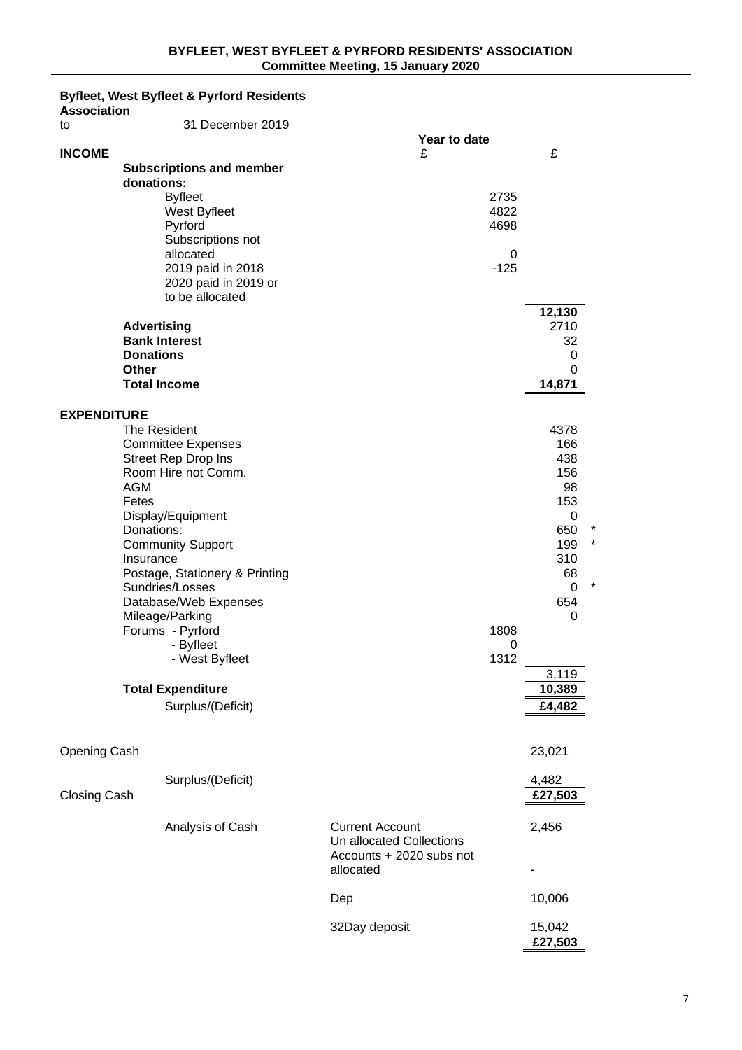**Byfleet, West Byfleet & Pyrford Residents Association**

to 31 December 2019

| | | Year to date £ | £ | |
|---|---|---|---|---|
| **INCOME** | | | | |
| **Subscriptions and member donations:** | | | | |
| | Byfleet | 2735 | | |
| | West Byfleet | 4822 | | |
| | Pyrford | 4698 | | |
| | Subscriptions not allocated | 0 | | |
| | 2019 paid in 2018 | -125 | | |
| | 2020 paid in 2019 or to be allocated | | | |
| | | | 12,130 | |
| **Advertising** | | | 2710 | |
| **Bank Interest** | | | 32 | |
| **Donations** | | | 0 | |
| **Other** | | | 0 | |
| **Total Income** | | | 14,871 | |
| **EXPENDITURE** | | | | |
| The Resident | | | 4378 | |
| Committee Expenses | | | 166 | |
| Street Rep Drop Ins | | | 438 | |
| Room Hire not Comm. | | | 156 | |
| AGM | | | 98 | |
| Fetes | | | 153 | |
| Display/Equipment | | | 0 | |
| Donations: | | | 650 | * |
| Community Support | | | 199 | * |
| Insurance | | | 310 | |
| Postage, Stationery & Printing | | | 68 | |
| Sundries/Losses | | | 0 | * |
| Database/Web Expenses | | | 654 | |
| Mileage/Parking | | | 0 | |
| Forums | - Pyrford | 1808 | | |
| | - Byfleet | 0 | | |
| | - West Byfleet | 1312 | | |
| | | | 3,119 | |
| **Total Expenditure** | | | 10,389 | |
| | Surplus/(Deficit) | | £4,482 | |
| Opening Cash | | | 23,021 | |
| | Surplus/(Deficit) | | 4,482 | |
| Closing Cash | | | £27,503 | |

| | | |
|---|---|---|
| Analysis of Cash | Current Account | 2,456 |
| | Un allocated Collections Accounts + 2020 subs not allocated | - |
| | Dep | 10,006 |
| | 32Day deposit | 15,042 |
| | | £27,503 |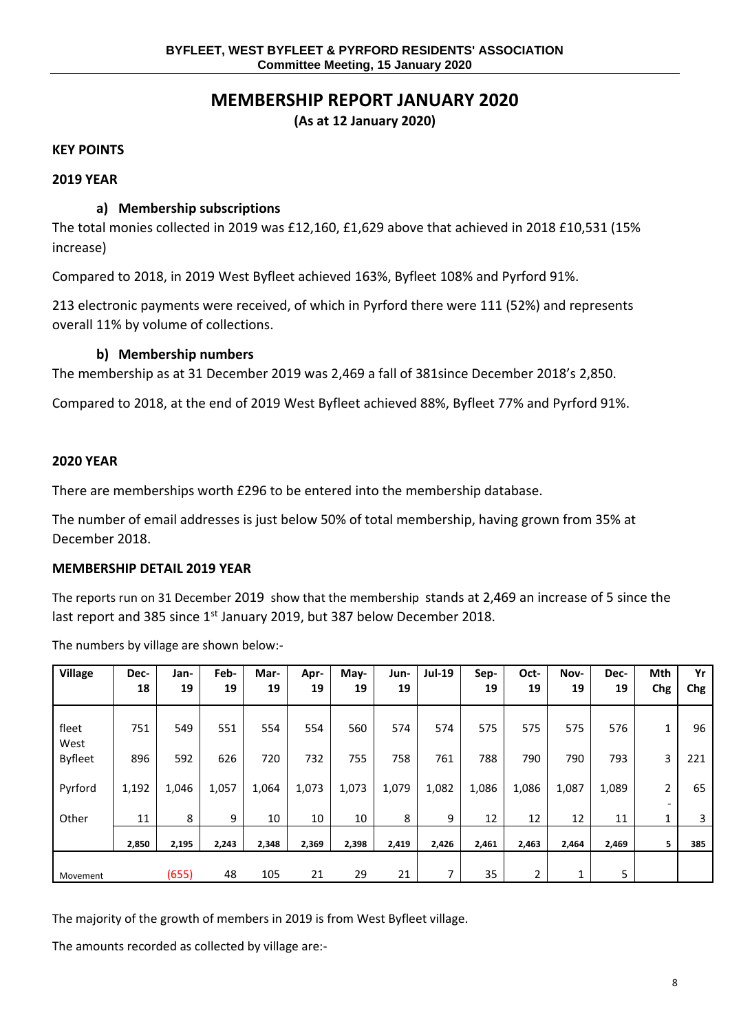# MEMBERSHIP REPORT JANUARY 2020

**(As at 12 January 2020)**

**KEY POINTS**

**2019 YEAR**

### a) Membership subscriptions

The total monies collected in 2019 was £12,160, £1,629 above that achieved in 2018 £10,531 (15% increase)

Compared to 2018, in 2019 West Byfleet achieved 163%, Byfleet 108% and Pyrford 91%.

213 electronic payments were received, of which in Pyrford there were 111 (52%) and represents overall 11% by volume of collections.

### b) Membership numbers

The membership as at 31 December 2019 was 2,469 a fall of 381since December 2018's 2,850.

Compared to 2018, at the end of 2019 West Byfleet achieved 88%, Byfleet 77% and Pyrford 91%.

**2020 YEAR**

There are memberships worth £296 to be entered into the membership database.

The number of email addresses is just below 50% of total membership, having grown from 35% at December 2018.

**MEMBERSHIP DETAIL 2019 YEAR**

The reports run on 31 December 2019 show that the membership stands at 2,469 an increase of 5 since the last report and 385 since 1st January 2019, but 387 below December 2018.

The numbers by village are shown below:-

| Village | Dec-18 | Jan-19 | Feb-19 | Mar-19 | Apr-19 | May-19 | Jun-19 | Jul-19 | Sep-19 | Oct-19 | Nov-19 | Dec-19 | Mth Chg | Yr Chg |
|---|---|---|---|---|---|---|---|---|---|---|---|---|---|---|
| fleet | 751 | 549 | 551 | 554 | 554 | 560 | 574 | 574 | 575 | 575 | 575 | 576 | 1 | 96 |
| West Byfleet | 896 | 592 | 626 | 720 | 732 | 755 | 758 | 761 | 788 | 790 | 790 | 793 | 3 | 221 |
| Pyrford | 1,192 | 1,046 | 1,057 | 1,064 | 1,073 | 1,073 | 1,079 | 1,082 | 1,086 | 1,086 | 1,087 | 1,089 | 2 | 65 |
| Other | 11 | 8 | 9 | 10 | 10 | 10 | 8 | 9 | 12 | 12 | 12 | 11 | -1 | 3 |
| | **2,850** | **2,195** | **2,243** | **2,348** | **2,369** | **2,398** | **2,419** | **2,426** | **2,461** | **2,463** | **2,464** | **2,469** | **5** | **385** |
| Movement | | (655) | 48 | 105 | 21 | 29 | 21 | 7 | 35 | 2 | 1 | 5 | | |

The majority of the growth of members in 2019 is from West Byfleet village.

The amounts recorded as collected by village are:-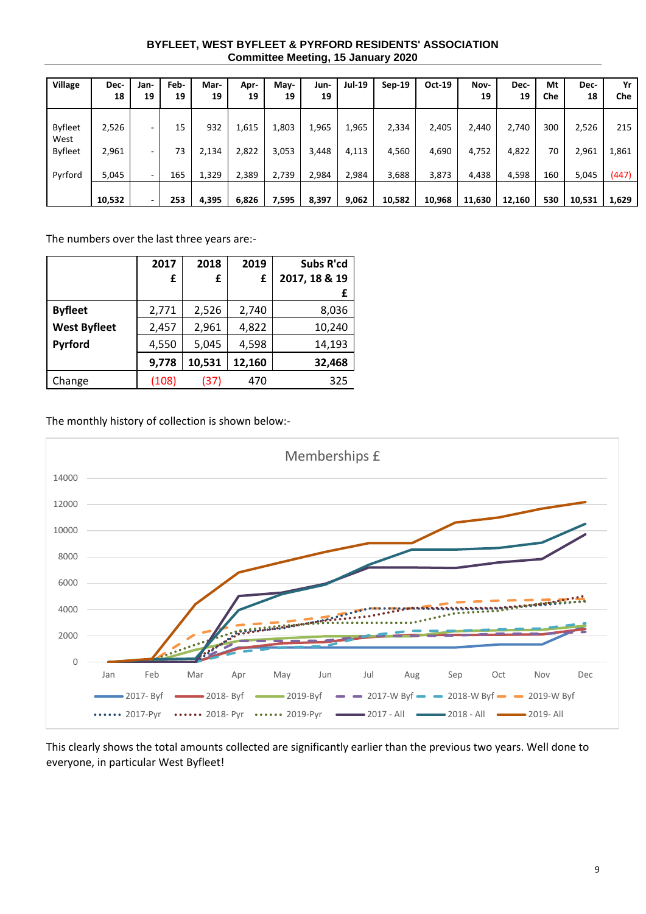**BYFLEET, WEST BYFLEET & PYRFORD RESIDENTS' ASSOCIATION**
**Committee Meeting, 15 January 2020**

| Village | Dec-18 | Jan-19 | Feb-19 | Mar-19 | Apr-19 | May-19 | Jun-19 | Jul-19 | Sep-19 | Oct-19 | Nov-19 | Dec-19 | Mt Che | Dec-18 | Yr Che |
|---|---|---|---|---|---|---|---|---|---|---|---|---|---|---|---|
| Byfleet | 2,526 | - | 15 | 932 | 1,615 | 1,803 | 1,965 | 1,965 | 2,334 | 2,405 | 2,440 | 2,740 | 300 | 2,526 | 215 |
| West Byfleet | 2,961 | - | 73 | 2,134 | 2,822 | 3,053 | 3,448 | 4,113 | 4,560 | 4,690 | 4,752 | 4,822 | 70 | 2,961 | 1,861 |
| Pyrford | 5,045 | - | 165 | 1,329 | 2,389 | 2,739 | 2,984 | 2,984 | 3,688 | 3,873 | 4,438 | 4,598 | 160 | 5,045 | (447) |
| | **10,532** | **-** | **253** | **4,395** | **6,826** | **7,595** | **8,397** | **9,062** | **10,582** | **10,968** | **11,630** | **12,160** | **530** | **10,531** | **1,629** |

The numbers over the last three years are:-

| | **2017 £** | **2018 £** | **2019 £** | **Subs R'cd 2017, 18 & 19 £** |
|---|---|---|---|---|
| **Byfleet** | 2,771 | 2,526 | 2,740 | 8,036 |
| **West Byfleet** | 2,457 | 2,961 | 4,822 | 10,240 |
| **Pyrford** | 4,550 | 5,045 | 4,598 | 14,193 |
| | **9,778** | **10,531** | **12,160** | **32,468** |
| Change | (108) | (37) | 470 | 325 |

The monthly history of collection is shown below:-

Memberships £

This clearly shows the total amounts collected are significantly earlier than the previous two years. Well done to everyone, in particular West Byfleet!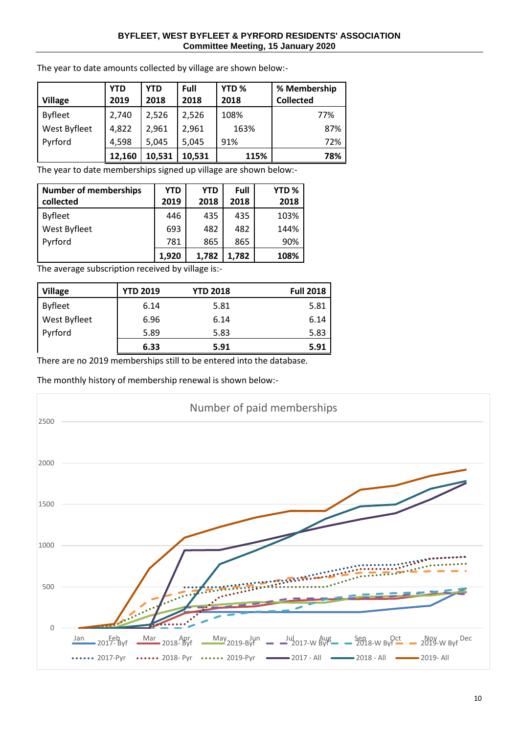The year to date amounts collected by village are shown below:-

| Village | YTD 2019 | YTD 2018 | Full 2018 | YTD % 2018 | % Membership Collected |
|---|---|---|---|---|---|
| Byfleet | 2,740 | 2,526 | 2,526 | 108% | 77% |
| West Byfleet | 4,822 | 2,961 | 2,961 | 163% | 87% |
| Pyrford | 4,598 | 5,045 | 5,045 | 91% | 72% |
| | **12,160** | **10,531** | **10,531** | **115%** | **78%** |

The year to date memberships signed up village are shown below:-

| Number of memberships collected | YTD 2019 | YTD 2018 | Full 2018 | YTD % 2018 |
|---|---|---|---|---|
| Byfleet | 446 | 435 | 435 | 103% |
| West Byfleet | 693 | 482 | 482 | 144% |
| Pyrford | 781 | 865 | 865 | 90% |
| | **1,920** | **1,782** | **1,782** | **108%** |

The average subscription received by village is:-

| Village | YTD 2019 | YTD 2018 | Full 2018 |
|---|---|---|---|
| Byfleet | 6.14 | 5.81 | 5.81 |
| West Byfleet | 6.96 | 6.14 | 6.14 |
| Pyrford | 5.89 | 5.83 | 5.83 |
| | **6.33** | **5.91** | **5.91** |

There are no 2019 memberships still to be entered into the database.

The monthly history of membership renewal is shown below:-

Number of paid memberships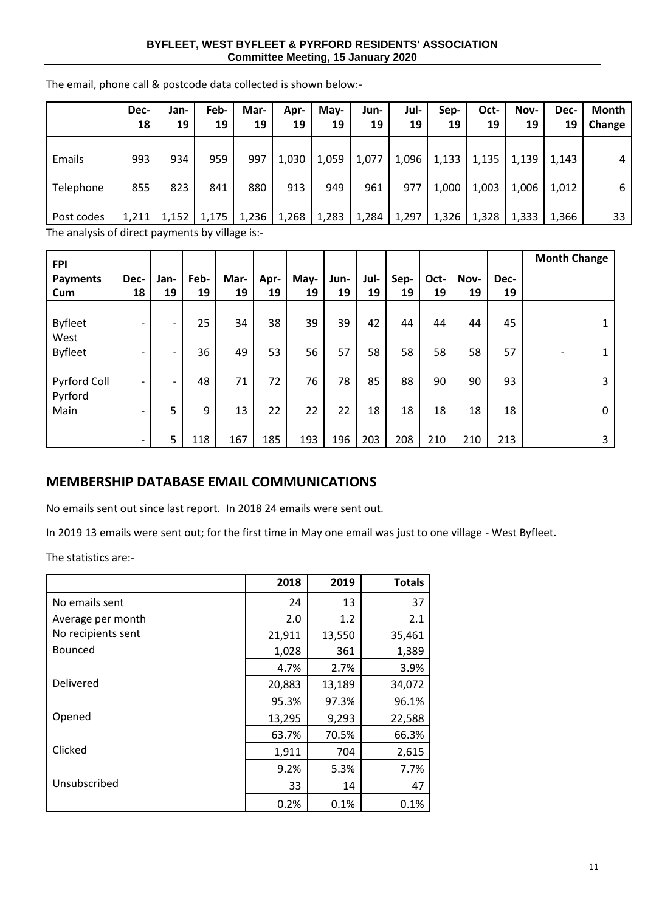The email, phone call & postcode data collected is shown below:-

| | Dec-18 | Jan-19 | Feb-19 | Mar-19 | Apr-19 | May-19 | Jun-19 | Jul-19 | Sep-19 | Oct-19 | Nov-19 | Dec-19 | Month Change |
|---|---|---|---|---|---|---|---|---|---|---|---|---|---|
| Emails | 993 | 934 | 959 | 997 | 1,030 | 1,059 | 1,077 | 1,096 | 1,133 | 1,135 | 1,139 | 1,143 | 4 |
| Telephone | 855 | 823 | 841 | 880 | 913 | 949 | 961 | 977 | 1,000 | 1,003 | 1,006 | 1,012 | 6 |
| Post codes | 1,211 | 1,152 | 1,175 | 1,236 | 1,268 | 1,283 | 1,284 | 1,297 | 1,326 | 1,328 | 1,333 | 1,366 | 33 |

The analysis of direct payments by village is:-

| FPI Payments Cum | Dec-18 | Jan-19 | Feb-19 | Mar-19 | Apr-19 | May-19 | Jun-19 | Jul-19 | Sep-19 | Oct-19 | Nov-19 | Dec-19 | Month Change |
|---|---|---|---|---|---|---|---|---|---|---|---|---|---|
| Byfleet | - | - | 25 | 34 | 38 | 39 | 39 | 42 | 44 | 44 | 44 | 45 | 1 |
| West Byfleet | - | - | 36 | 49 | 53 | 56 | 57 | 58 | 58 | 58 | 58 | 57 | -1 |
| Pyrford Coll | - | - | 48 | 71 | 72 | 76 | 78 | 85 | 88 | 90 | 90 | 93 | 3 |
| Pyrford Main | - | 5 | 9 | 13 | 22 | 22 | 22 | 18 | 18 | 18 | 18 | 18 | 0 |
| | - | 5 | 118 | 167 | 185 | 193 | 196 | 203 | 208 | 210 | 210 | 213 | 3 |

## MEMBERSHIP DATABASE EMAIL COMMUNICATIONS

No emails sent out since last report. In 2018 24 emails were sent out.

In 2019 13 emails were sent out; for the first time in May one email was just to one village - West Byfleet.

The statistics are:-

| | 2018 | 2019 | Totals |
|---|---|---|---|
| No emails sent | 24 | 13 | 37 |
| Average per month | 2.0 | 1.2 | 2.1 |
| No recipients sent | 21,911 | 13,550 | 35,461 |
| Bounced | 1,028 | 361 | 1,389 |
| | 4.7% | 2.7% | 3.9% |
| Delivered | 20,883 | 13,189 | 34,072 |
| | 95.3% | 97.3% | 96.1% |
| Opened | 13,295 | 9,293 | 22,588 |
| | 63.7% | 70.5% | 66.3% |
| Clicked | 1,911 | 704 | 2,615 |
| | 9.2% | 5.3% | 7.7% |
| Unsubscribed | 33 | 14 | 47 |
| | 0.2% | 0.1% | 0.1% |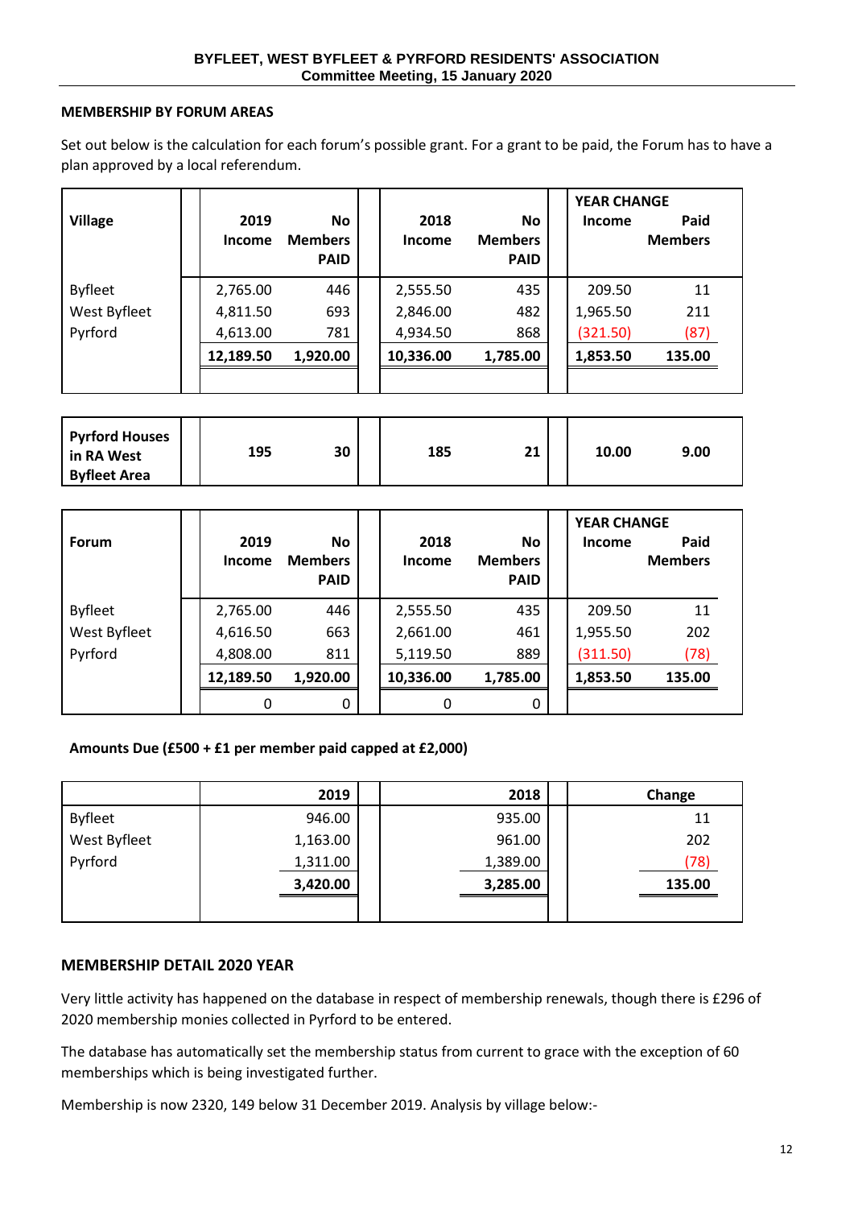## MEMBERSHIP BY FORUM AREAS

Set out below is the calculation for each forum's possible grant. For a grant to be paid, the Forum has to have a plan approved by a local referendum.

| Village | 2019 Income | No Members PAID | 2018 Income | No Members PAID | YEAR CHANGE Income | Paid Members |
|---|---|---|---|---|---|---|
| Byfleet | 2,765.00 | 446 | 2,555.50 | 435 | 209.50 | 11 |
| West Byfleet | 4,811.50 | 693 | 2,846.00 | 482 | 1,965.50 | 211 |
| Pyrford | 4,613.00 | 781 | 4,934.50 | 868 | (321.50) | (87) |
| | **12,189.50** | **1,920.00** | **10,336.00** | **1,785.00** | **1,853.50** | **135.00** |

| | | | | | | |
|---|---|---|---|---|---|---|
| **Pyrford Houses in RA West Byfleet Area** | **195** | **30** | **185** | **21** | **10.00** | **9.00** |

| Forum | 2019 Income | No Members PAID | 2018 Income | No Members PAID | YEAR CHANGE Income | Paid Members |
|---|---|---|---|---|---|---|
| Byfleet | 2,765.00 | 446 | 2,555.50 | 435 | 209.50 | 11 |
| West Byfleet | 4,616.50 | 663 | 2,661.00 | 461 | 1,955.50 | 202 |
| Pyrford | 4,808.00 | 811 | 5,119.50 | 889 | (311.50) | (78) |
| | **12,189.50** | **1,920.00** | **10,336.00** | **1,785.00** | **1,853.50** | **135.00** |
| | 0 | 0 | 0 | 0 | | |

**Amounts Due (£500 + £1 per member paid capped at £2,000)**

| | 2019 | 2018 | Change |
|---|---|---|---|
| Byfleet | 946.00 | 935.00 | 11 |
| West Byfleet | 1,163.00 | 961.00 | 202 |
| Pyrford | 1,311.00 | 1,389.00 | (78) |
| | **3,420.00** | **3,285.00** | **135.00** |

## MEMBERSHIP DETAIL 2020 YEAR

Very little activity has happened on the database in respect of membership renewals, though there is £296 of 2020 membership monies collected in Pyrford to be entered.

The database has automatically set the membership status from current to grace with the exception of 60 memberships which is being investigated further.

Membership is now 2320, 149 below 31 December 2019. Analysis by village below:-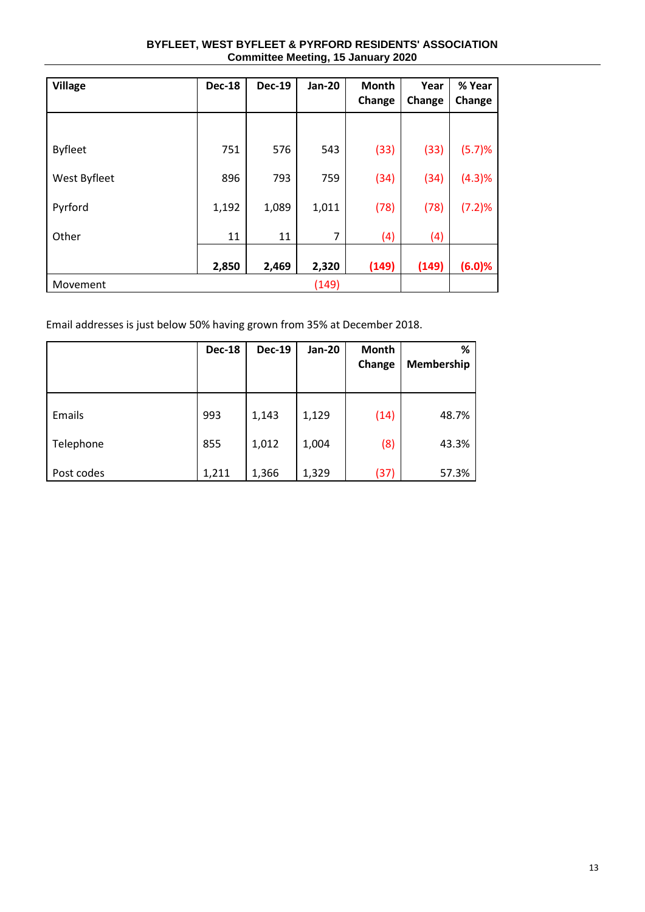BYFLEET, WEST BYFLEET & PYRFORD RESIDENTS' ASSOCIATION
Committee Meeting, 15 January 2020

| Village | Dec-18 | Dec-19 | Jan-20 | Month Change | Year Change | % Year Change |
|---|---|---|---|---|---|---|
| Byfleet | 751 | 576 | 543 | (33) | (33) | (5.7)% |
| West Byfleet | 896 | 793 | 759 | (34) | (34) | (4.3)% |
| Pyrford | 1,192 | 1,089 | 1,011 | (78) | (78) | (7.2)% |
| Other | 11 | 11 | 7 | (4) | (4) | |
| | **2,850** | **2,469** | **2,320** | **(149)** | **(149)** | **(6.0)%** |
| Movement | | | (149) | | | |

Email addresses is just below 50% having grown from 35% at December 2018.

| | Dec-18 | Dec-19 | Jan-20 | Month Change | % Membership |
|---|---|---|---|---|---|
| Emails | 993 | 1,143 | 1,129 | (14) | 48.7% |
| Telephone | 855 | 1,012 | 1,004 | (8) | 43.3% |
| Post codes | 1,211 | 1,366 | 1,329 | (37) | 57.3% |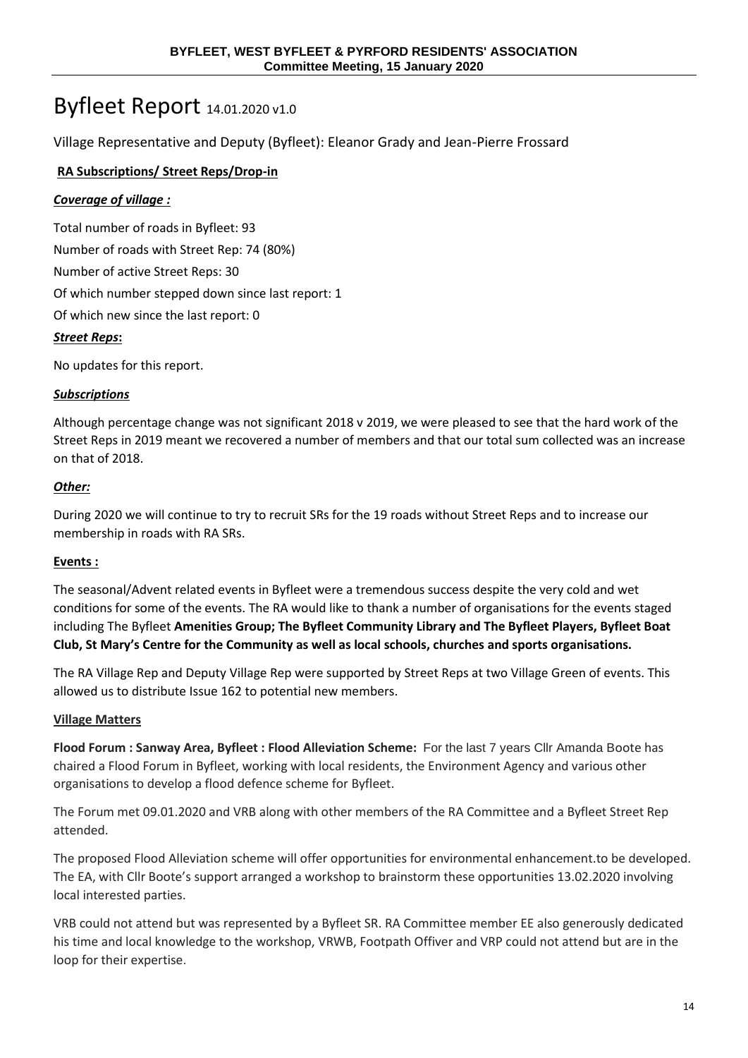# Byfleet Report 14.01.2020 v1.0

Village Representative and Deputy (Byfleet): Eleanor Grady and Jean-Pierre Frossard

**RA Subscriptions/ Street Reps/Drop-in**

***Coverage of village :***

Total number of roads in Byfleet: 93

Number of roads with Street Rep: 74 (80%)

Number of active Street Reps: 30

Of which number stepped down since last report: 1

Of which new since the last report: 0

***Street Reps*:**

No updates for this report.

***Subscriptions***

Although percentage change was not significant 2018 v 2019, we were pleased to see that the hard work of the Street Reps in 2019 meant we recovered a number of members and that our total sum collected was an increase on that of 2018.

***Other:***

During 2020 we will continue to try to recruit SRs for the 19 roads without Street Reps and to increase our membership in roads with RA SRs.

**Events :**

The seasonal/Advent related events in Byfleet were a tremendous success despite the very cold and wet conditions for some of the events. The RA would like to thank a number of organisations for the events staged including The Byfleet **Amenities Group; The Byfleet Community Library and The Byfleet Players, Byfleet Boat Club, St Mary's Centre for the Community as well as local schools, churches and sports organisations.**

The RA Village Rep and Deputy Village Rep were supported by Street Reps at two Village Green of events. This allowed us to distribute Issue 162 to potential new members.

**Village Matters**

**Flood Forum : Sanway Area, Byfleet : Flood Alleviation Scheme:** For the last 7 years Cllr Amanda Boote has chaired a Flood Forum in Byfleet, working with local residents, the Environment Agency and various other organisations to develop a flood defence scheme for Byfleet.

The Forum met 09.01.2020 and VRB along with other members of the RA Committee and a Byfleet Street Rep attended.

The proposed Flood Alleviation scheme will offer opportunities for environmental enhancement.to be developed. The EA, with Cllr Boote's support arranged a workshop to brainstorm these opportunities 13.02.2020 involving local interested parties.

VRB could not attend but was represented by a Byfleet SR. RA Committee member EE also generously dedicated his time and local knowledge to the workshop, VRWB, Footpath Offiver and VRP could not attend but are in the loop for their expertise.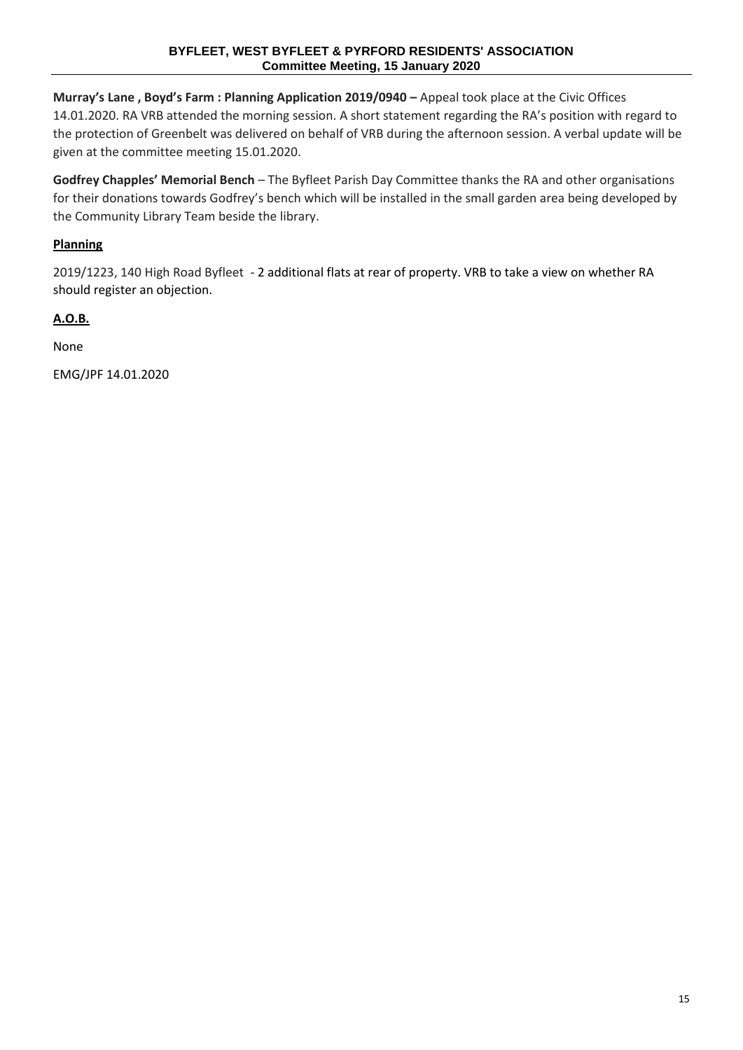**Murray's Lane , Boyd's Farm : Planning Application 2019/0940 –** Appeal took place at the Civic Offices 14.01.2020. RA VRB attended the morning session. A short statement regarding the RA's position with regard to the protection of Greenbelt was delivered on behalf of VRB during the afternoon session. A verbal update will be given at the committee meeting 15.01.2020.

**Godfrey Chapples' Memorial Bench** – The Byfleet Parish Day Committee thanks the RA and other organisations for their donations towards Godfrey's bench which will be installed in the small garden area being developed by the Community Library Team beside the library.

**Planning**

2019/1223, 140 High Road Byfleet - 2 additional flats at rear of property. VRB to take a view on whether RA should register an objection.

**A.O.B.**

None

EMG/JPF 14.01.2020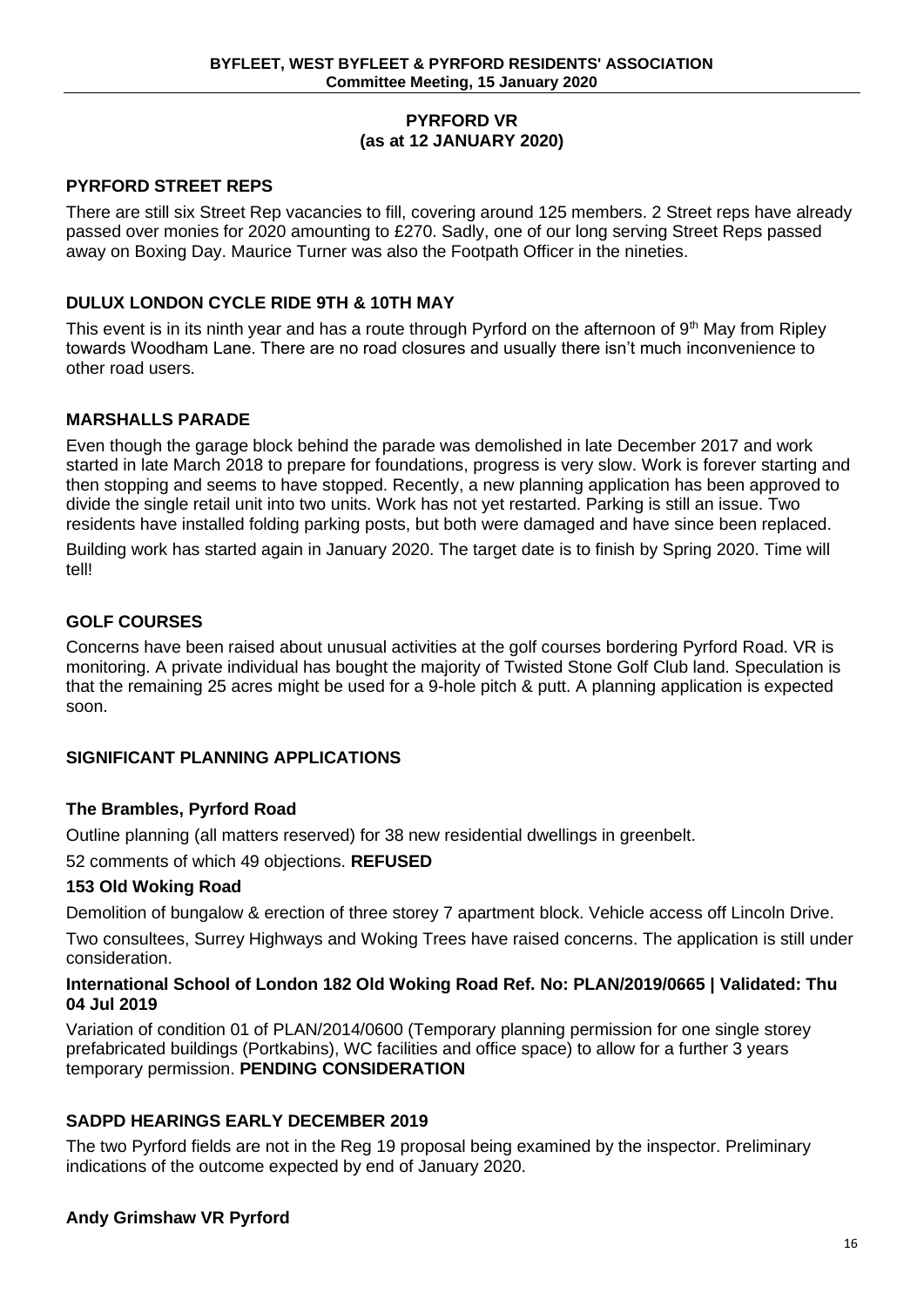## PYRFORD VR
### (as at 12 JANUARY 2020)

### PYRFORD STREET REPS

There are still six Street Rep vacancies to fill, covering around 125 members. 2 Street reps have already passed over monies for 2020 amounting to £270. Sadly, one of our long serving Street Reps passed away on Boxing Day. Maurice Turner was also the Footpath Officer in the nineties.

### DULUX LONDON CYCLE RIDE 9TH & 10TH MAY

This event is in its ninth year and has a route through Pyrford on the afternoon of 9th May from Ripley towards Woodham Lane. There are no road closures and usually there isn't much inconvenience to other road users.

### MARSHALLS PARADE

Even though the garage block behind the parade was demolished in late December 2017 and work started in late March 2018 to prepare for foundations, progress is very slow. Work is forever starting and then stopping and seems to have stopped. Recently, a new planning application has been approved to divide the single retail unit into two units. Work has not yet restarted. Parking is still an issue. Two residents have installed folding parking posts, but both were damaged and have since been replaced.

Building work has started again in January 2020. The target date is to finish by Spring 2020. Time will tell!

### GOLF COURSES

Concerns have been raised about unusual activities at the golf courses bordering Pyrford Road. VR is monitoring. A private individual has bought the majority of Twisted Stone Golf Club land. Speculation is that the remaining 25 acres might be used for a 9-hole pitch & putt. A planning application is expected soon.

### SIGNIFICANT PLANNING APPLICATIONS

#### The Brambles, Pyrford Road

Outline planning (all matters reserved) for 38 new residential dwellings in greenbelt.

52 comments of which 49 objections. **REFUSED**

#### 153 Old Woking Road

Demolition of bungalow & erection of three storey 7 apartment block. Vehicle access off Lincoln Drive.

Two consultees, Surrey Highways and Woking Trees have raised concerns. The application is still under consideration.

#### International School of London 182 Old Woking Road Ref. No: PLAN/2019/0665 | Validated: Thu 04 Jul 2019

Variation of condition 01 of PLAN/2014/0600 (Temporary planning permission for one single storey prefabricated buildings (Portkabins), WC facilities and office space) to allow for a further 3 years temporary permission. **PENDING CONSIDERATION**

### SADPD HEARINGS EARLY DECEMBER 2019

The two Pyrford fields are not in the Reg 19 proposal being examined by the inspector. Preliminary indications of the outcome expected by end of January 2020.

**Andy Grimshaw VR Pyrford**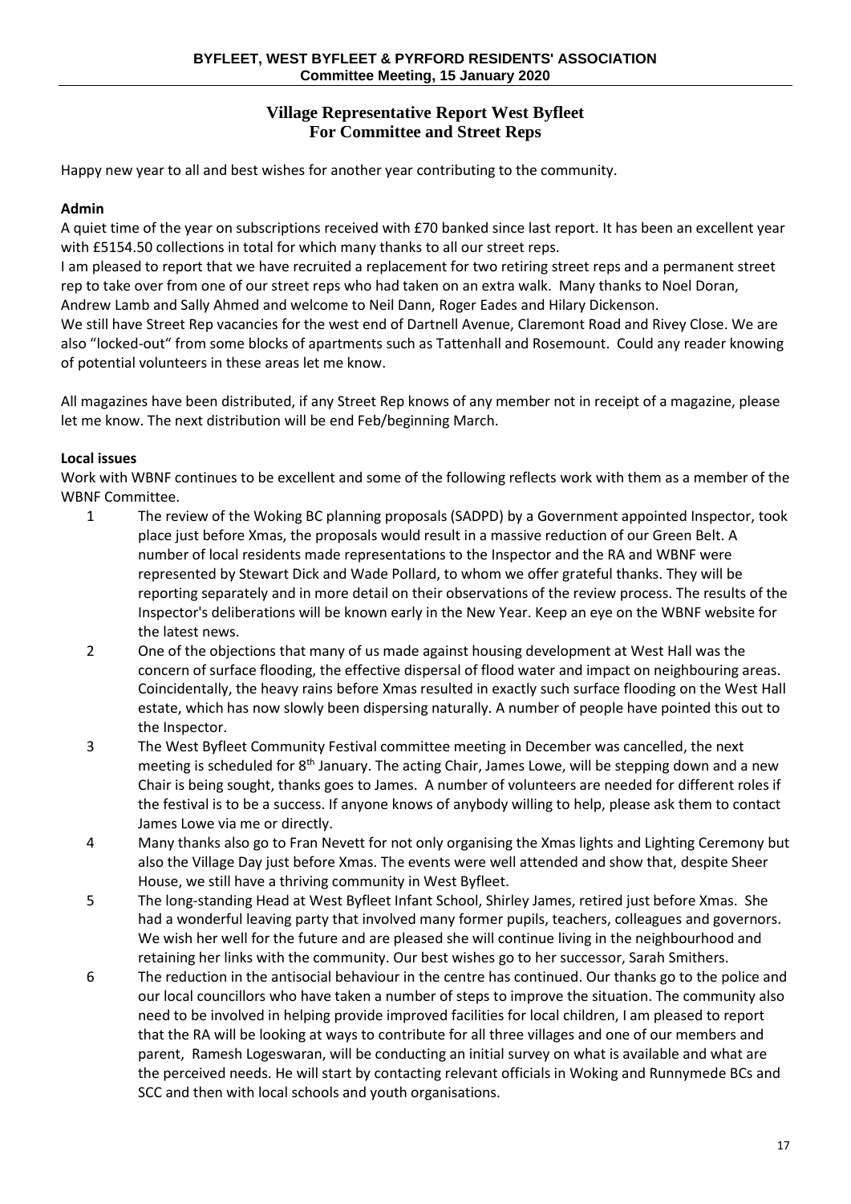## Village Representative Report West Byfleet
## For Committee and Street Reps

Happy new year to all and best wishes for another year contributing to the community.

**Admin**

A quiet time of the year on subscriptions received with £70 banked since last report. It has been an excellent year with £5154.50 collections in total for which many thanks to all our street reps.

I am pleased to report that we have recruited a replacement for two retiring street reps and a permanent street rep to take over from one of our street reps who had taken on an extra walk. Many thanks to Noel Doran, Andrew Lamb and Sally Ahmed and welcome to Neil Dann, Roger Eades and Hilary Dickenson.

We still have Street Rep vacancies for the west end of Dartnell Avenue, Claremont Road and Rivey Close. We are also "locked-out" from some blocks of apartments such as Tattenhall and Rosemount. Could any reader knowing of potential volunteers in these areas let me know.

All magazines have been distributed, if any Street Rep knows of any member not in receipt of a magazine, please let me know. The next distribution will be end Feb/beginning March.

**Local issues**

Work with WBNF continues to be excellent and some of the following reflects work with them as a member of the WBNF Committee.

1. The review of the Woking BC planning proposals (SADPD) by a Government appointed Inspector, took place just before Xmas, the proposals would result in a massive reduction of our Green Belt. A number of local residents made representations to the Inspector and the RA and WBNF were represented by Stewart Dick and Wade Pollard, to whom we offer grateful thanks. They will be reporting separately and in more detail on their observations of the review process. The results of the Inspector's deliberations will be known early in the New Year. Keep an eye on the WBNF website for the latest news.
2. One of the objections that many of us made against housing development at West Hall was the concern of surface flooding, the effective dispersal of flood water and impact on neighbouring areas. Coincidentally, the heavy rains before Xmas resulted in exactly such surface flooding on the West Hall estate, which has now slowly been dispersing naturally. A number of people have pointed this out to the Inspector.
3. The West Byfleet Community Festival committee meeting in December was cancelled, the next meeting is scheduled for 8th January. The acting Chair, James Lowe, will be stepping down and a new Chair is being sought, thanks goes to James. A number of volunteers are needed for different roles if the festival is to be a success. If anyone knows of anybody willing to help, please ask them to contact James Lowe via me or directly.
4. Many thanks also go to Fran Nevett for not only organising the Xmas lights and Lighting Ceremony but also the Village Day just before Xmas. The events were well attended and show that, despite Sheer House, we still have a thriving community in West Byfleet.
5. The long-standing Head at West Byfleet Infant School, Shirley James, retired just before Xmas. She had a wonderful leaving party that involved many former pupils, teachers, colleagues and governors. We wish her well for the future and are pleased she will continue living in the neighbourhood and retaining her links with the community. Our best wishes go to her successor, Sarah Smithers.
6. The reduction in the antisocial behaviour in the centre has continued. Our thanks go to the police and our local councillors who have taken a number of steps to improve the situation. The community also need to be involved in helping provide improved facilities for local children, I am pleased to report that the RA will be looking at ways to contribute for all three villages and one of our members and parent, Ramesh Logeswaran, will be conducting an initial survey on what is available and what are the perceived needs. He will start by contacting relevant officials in Woking and Runnymede BCs and SCC and then with local schools and youth organisations.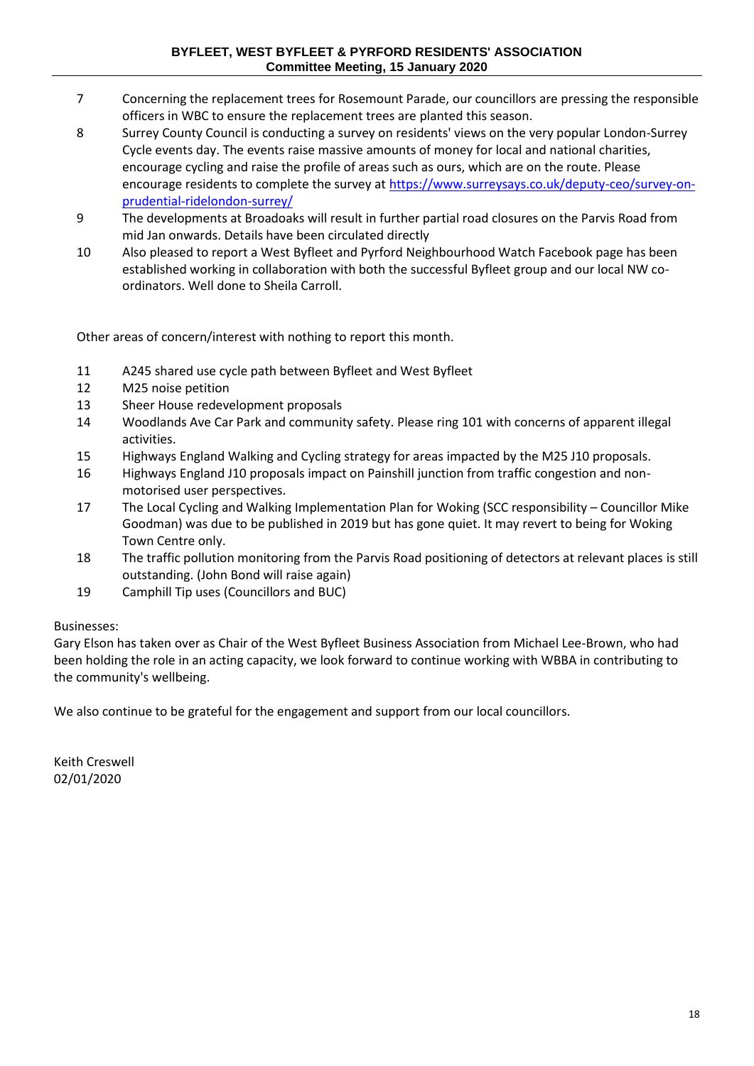7. Concerning the replacement trees for Rosemount Parade, our councillors are pressing the responsible officers in WBC to ensure the replacement trees are planted this season.
8. Surrey County Council is conducting a survey on residents' views on the very popular London-Surrey Cycle events day. The events raise massive amounts of money for local and national charities, encourage cycling and raise the profile of areas such as ours, which are on the route. Please encourage residents to complete the survey at https://www.surreysays.co.uk/deputy-ceo/survey-on-prudential-ridelondon-surrey/
9. The developments at Broadoaks will result in further partial road closures on the Parvis Road from mid Jan onwards. Details have been circulated directly
10. Also pleased to report a West Byfleet and Pyrford Neighbourhood Watch Facebook page has been established working in collaboration with both the successful Byfleet group and our local NW co-ordinators. Well done to Sheila Carroll.

Other areas of concern/interest with nothing to report this month.

11. A245 shared use cycle path between Byfleet and West Byfleet
12. M25 noise petition
13. Sheer House redevelopment proposals
14. Woodlands Ave Car Park and community safety. Please ring 101 with concerns of apparent illegal activities.
15. Highways England Walking and Cycling strategy for areas impacted by the M25 J10 proposals.
16. Highways England J10 proposals impact on Painshill junction from traffic congestion and non-motorised user perspectives.
17. The Local Cycling and Walking Implementation Plan for Woking (SCC responsibility – Councillor Mike Goodman) was due to be published in 2019 but has gone quiet. It may revert to being for Woking Town Centre only.
18. The traffic pollution monitoring from the Parvis Road positioning of detectors at relevant places is still outstanding. (John Bond will raise again)
19. Camphill Tip uses (Councillors and BUC)

Businesses:
Gary Elson has taken over as Chair of the West Byfleet Business Association from Michael Lee-Brown, who had been holding the role in an acting capacity, we look forward to continue working with WBBA in contributing to the community's wellbeing.

We also continue to be grateful for the engagement and support from our local councillors.

Keith Creswell
02/01/2020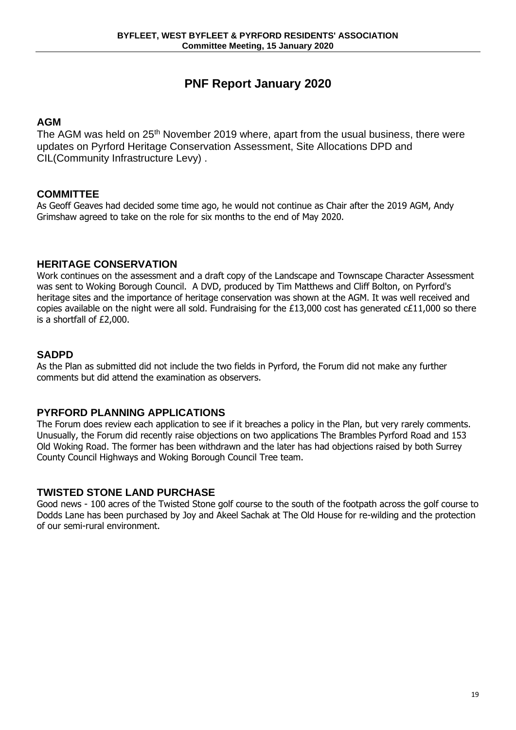# PNF Report January 2020

## AGM

The AGM was held on 25th November 2019 where, apart from the usual business, there were updates on Pyrford Heritage Conservation Assessment, Site Allocations DPD and CIL(Community Infrastructure Levy) .

## COMMITTEE

As Geoff Geaves had decided some time ago, he would not continue as Chair after the 2019 AGM, Andy Grimshaw agreed to take on the role for six months to the end of May 2020.

## HERITAGE CONSERVATION

Work continues on the assessment and a draft copy of the Landscape and Townscape Character Assessment was sent to Woking Borough Council. A DVD, produced by Tim Matthews and Cliff Bolton, on Pyrford's heritage sites and the importance of heritage conservation was shown at the AGM. It was well received and copies available on the night were all sold. Fundraising for the £13,000 cost has generated c£11,000 so there is a shortfall of £2,000.

## SADPD

As the Plan as submitted did not include the two fields in Pyrford, the Forum did not make any further comments but did attend the examination as observers.

## PYRFORD PLANNING APPLICATIONS

The Forum does review each application to see if it breaches a policy in the Plan, but very rarely comments. Unusually, the Forum did recently raise objections on two applications The Brambles Pyrford Road and 153 Old Woking Road. The former has been withdrawn and the later has had objections raised by both Surrey County Council Highways and Woking Borough Council Tree team.

## TWISTED STONE LAND PURCHASE

Good news - 100 acres of the Twisted Stone golf course to the south of the footpath across the golf course to Dodds Lane has been purchased by Joy and Akeel Sachak at The Old House for re-wilding and the protection of our semi-rural environment.